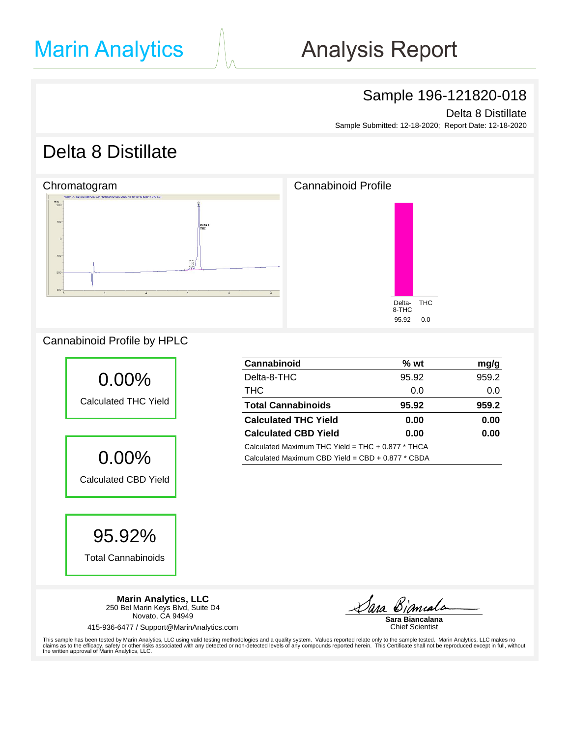# Marin Analytics

# Analysis Report

## Sample 196-121820-018

Delta 8 Distillate

Sample Submitted: 12-18-2020; Report Date: 12-18-2020

# Delta 8 Distillate

## Chromatogram

## Cannabinoid Profile

| Delta-8-THC | THC |
|---|---|
| 95.92 | 0.0 |

## Cannabinoid Profile by HPLC

**0.00%**
Calculated THC Yield

**0.00%**
Calculated CBD Yield

**95.92%**
Total Cannabinoids

| Cannabinoid | % wt | mg/g |
|---|---|---|
| Delta-8-THC | 95.92 | 959.2 |
| THC | 0.0 | 0.0 |
| **Total Cannabinoids** | **95.92** | **959.2** |
| **Calculated THC Yield** | **0.00** | **0.00** |
| **Calculated CBD Yield** | **0.00** | **0.00** |

Calculated Maximum THC Yield = THC + 0.877 * THCA

Calculated Maximum CBD Yield = CBD + 0.877 * CBDA

**Marin Analytics, LLC**
250 Bel Marin Keys Blvd, Suite D4
Novato, CA 94949

415-936-6477 / Support@MarinAnalytics.com

**Sara Biancalana**
Chief Scientist

This sample has been tested by Marin Analytics, LLC using valid testing methodologies and a quality system. Values reported relate only to the sample tested. Marin Analytics, LLC makes no claims as to the efficacy, safety or other risks associated with any detected or non-detected levels of any compounds reported herein. This Certificate shall not be reproduced except in full, without the written approval of Marin Analytics, LLC.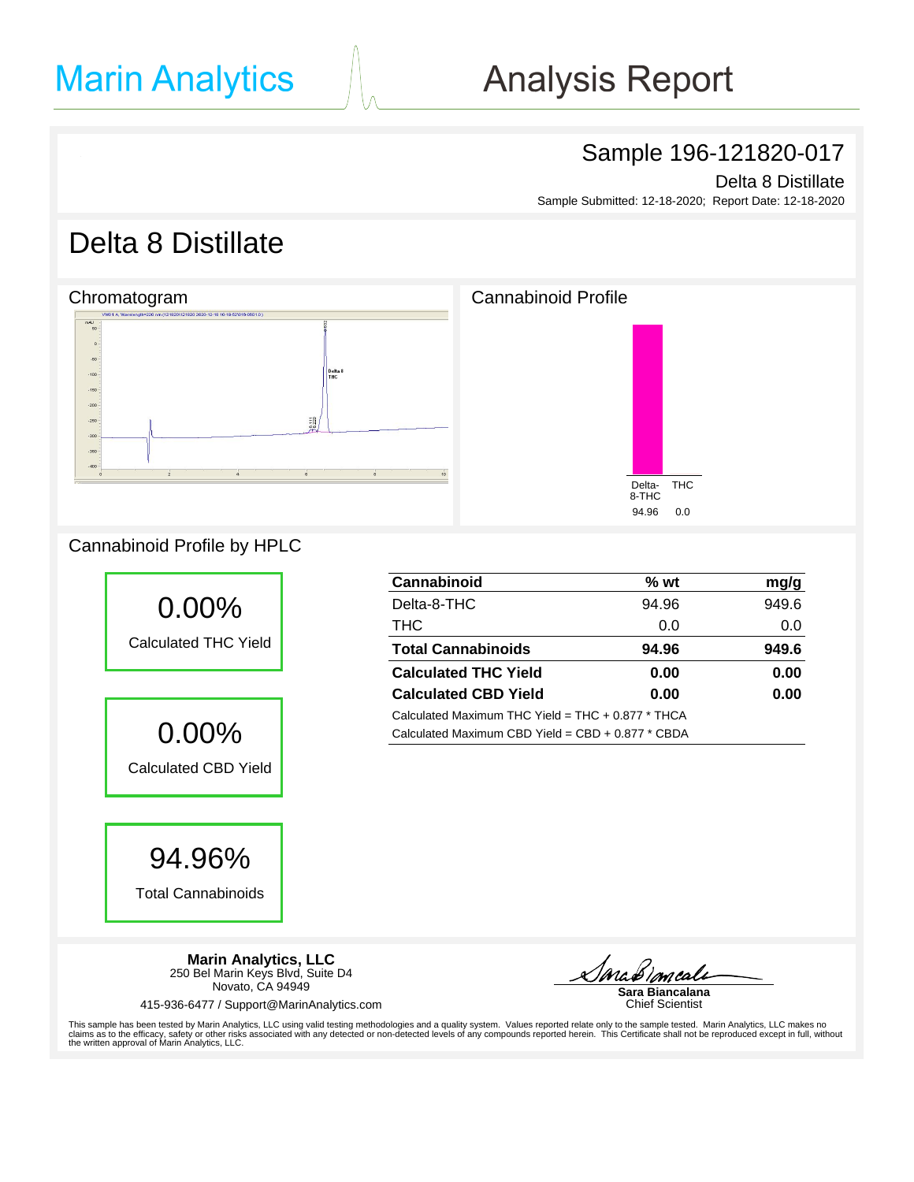# Marin Analytics — Analysis Report

## Sample 196-121820-017

Delta 8 Distillate

Sample Submitted: 12-18-2020; Report Date: 12-18-2020

# Delta 8 Distillate

### Chromatogram

### Cannabinoid Profile

| Delta-8-THC | THC |
|---|---|
| 94.96 | 0.0 |

### Cannabinoid Profile by HPLC

**0.00%**
Calculated THC Yield

**0.00%**
Calculated CBD Yield

**94.96%**
Total Cannabinoids

| Cannabinoid | % wt | mg/g |
|---|---|---|
| Delta-8-THC | 94.96 | 949.6 |
| THC | 0.0 | 0.0 |
| **Total Cannabinoids** | **94.96** | **949.6** |
| **Calculated THC Yield** | **0.00** | **0.00** |
| **Calculated CBD Yield** | **0.00** | **0.00** |

Calculated Maximum THC Yield = THC + 0.877 * THCA

Calculated Maximum CBD Yield = CBD + 0.877 * CBDA

**Marin Analytics, LLC**
250 Bel Marin Keys Blvd, Suite D4
Novato, CA 94949
415-936-6477 / Support@MarinAnalytics.com

**Sara Biancalana**
Chief Scientist

This sample has been tested by Marin Analytics, LLC using valid testing methodologies and a quality system. Values reported relate only to the sample tested. Marin Analytics, LLC makes no claims as to the efficacy, safety or other risks associated with any detected or non-detected levels of any compounds reported herein. This Certificate shall not be reproduced except in full, without the written approval of Marin Analytics, LLC.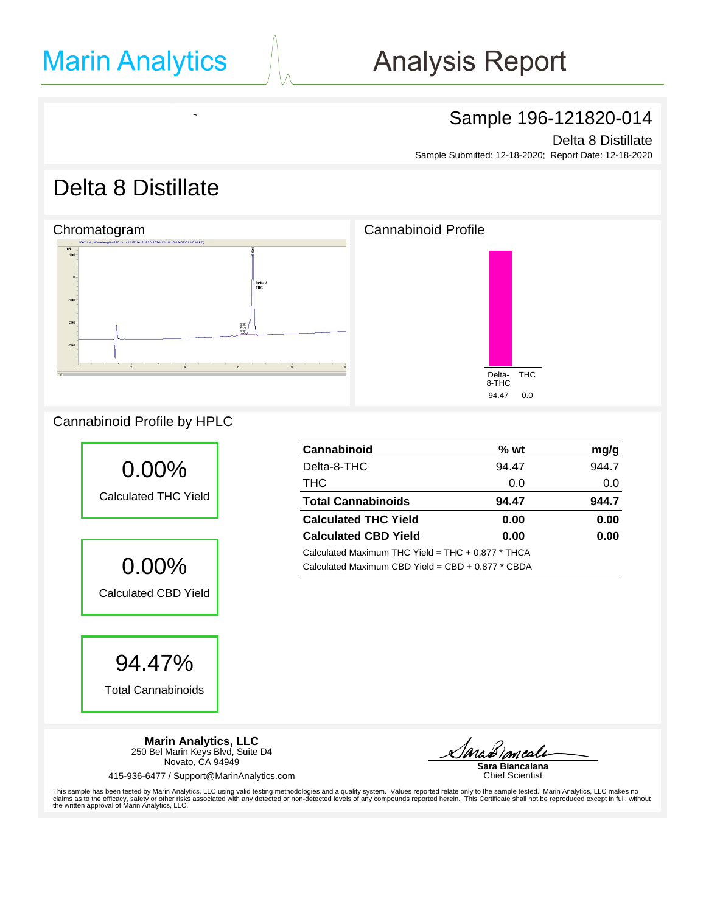# Marin Analytics — Analysis Report

## Sample 196-121820-014

Delta 8 Distillate

Sample Submitted: 12-18-2020; Report Date: 12-18-2020

# Delta 8 Distillate

### Chromatogram

### Cannabinoid Profile

| Delta-8-THC | THC |
|---|---|
| 94.47 | 0.0 |

### Cannabinoid Profile by HPLC

**0.00%**
Calculated THC Yield

**0.00%**
Calculated CBD Yield

**94.47%**
Total Cannabinoids

| Cannabinoid | % wt | mg/g |
|---|---|---|
| Delta-8-THC | 94.47 | 944.7 |
| THC | 0.0 | 0.0 |
| **Total Cannabinoids** | **94.47** | **944.7** |
| **Calculated THC Yield** | **0.00** | **0.00** |
| **Calculated CBD Yield** | **0.00** | **0.00** |

Calculated Maximum THC Yield = THC + 0.877 * THCA

Calculated Maximum CBD Yield = CBD + 0.877 * CBDA

**Marin Analytics, LLC**
250 Bel Marin Keys Blvd, Suite D4
Novato, CA 94949
415-936-6477 / Support@MarinAnalytics.com

**Sara Biancalana**
Chief Scientist

This sample has been tested by Marin Analytics, LLC using valid testing methodologies and a quality system. Values reported relate only to the sample tested. Marin Analytics, LLC makes no claims as to the efficacy, safety or other risks associated with any detected or non-detected levels of any compounds reported herein. This Certificate shall not be reproduced except in full, without the written approval of Marin Analytics, LLC.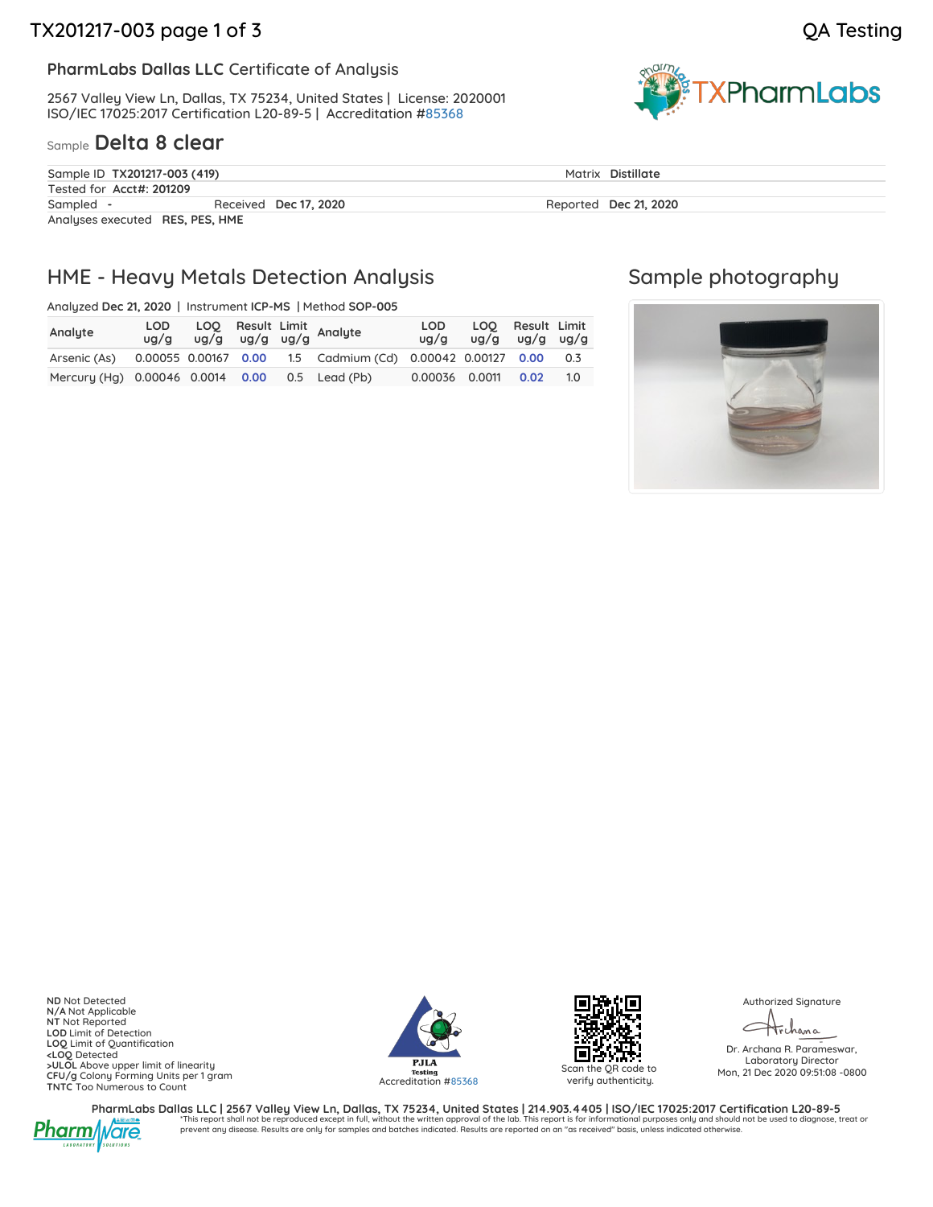QA Testing

**PharmLabs Dallas LLC** Certificate of Analysis

2567 Valley View Ln, Dallas, TX 75234, United States | License: 2020001
ISO/IEC 17025:2017 Certification L20-89-5 | Accreditation #85368

Sample **Delta 8 clear**

| | | | |
|---|---|---|---|
| Sample ID **TX201217-003 (419)** | | Matrix **Distillate** | |
| Tested for **Acct#: 201209** | | | |
| Sampled **-** | Received **Dec 17, 2020** | Reported **Dec 21, 2020** | |
| Analyses executed **RES, PES, HME** | | | |

## HME - Heavy Metals Detection Analysis

Analyzed **Dec 21, 2020** | Instrument **ICP-MS** | Method **SOP-005**

| Analyte | LOD ug/g | LOQ ug/g | Result ug/g | Limit ug/g | Analyte | LOD ug/g | LOQ ug/g | Result ug/g | Limit ug/g |
|---|---|---|---|---|---|---|---|---|---|
| Arsenic (As) | 0.00055 | 0.00167 | 0.00 | 1.5 | Cadmium (Cd) | 0.00042 | 0.00127 | 0.00 | 0.3 |
| Mercury (Hg) | 0.00046 | 0.0014 | 0.00 | 0.5 | Lead (Pb) | 0.00036 | 0.0011 | 0.02 | 1.0 |

## Sample photography

**ND** Not Detected
**N/A** Not Applicable
**NT** Not Reported
**LOD** Limit of Detection
**LOQ** Limit of Quantification
**<LOQ** Detected
**>ULOL** Above upper limit of linearity
**CFU/g** Colony Forming Units per 1 gram
**TNTC** Too Numerous to Count

PJLA Testing
Accreditation #85368

Scan the QR code to verify authenticity.

Authorized Signature

Dr. Archana R. Parameswar,
Laboratory Director
Mon, 21 Dec 2020 09:51:08 -0800

PharmLabs Dallas LLC | 2567 Valley View Ln, Dallas, TX 75234, United States | 214.903.4405 | ISO/IEC 17025:2017 Certification L20-89-5

*This report shall not be reproduced except in full, without the written approval of the lab. This report is for informational purposes only and should not be used to diagnose, treat or prevent any disease. Results are only for samples and batches indicated. Results are reported on an "as received" basis, unless indicated otherwise.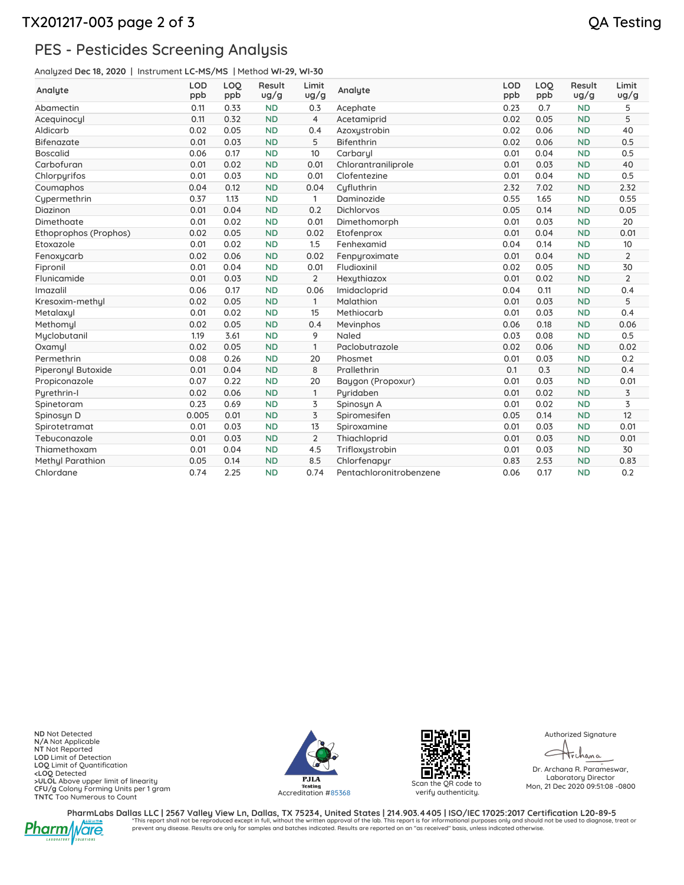TX201217-003 QA Testing

## PES - Pesticides Screening Analysis

Analyzed **Dec 18, 2020** | Instrument **LC-MS/MS** | Method **WI-29, WI-30**

| Analyte | LOD ppb | LOQ ppb | Result ug/g | Limit ug/g | Analyte | LOD ppb | LOQ ppb | Result ug/g | Limit ug/g |
|---|---|---|---|---|---|---|---|---|---|
| Abamectin | 0.11 | 0.33 | ND | 0.3 | Acephate | 0.23 | 0.7 | ND | 5 |
| Acequinocyl | 0.11 | 0.32 | ND | 4 | Acetamiprid | 0.02 | 0.05 | ND | 5 |
| Aldicarb | 0.02 | 0.05 | ND | 0.4 | Azoxystrobin | 0.02 | 0.06 | ND | 40 |
| Bifenazate | 0.01 | 0.03 | ND | 5 | Bifenthrin | 0.02 | 0.06 | ND | 0.5 |
| Boscalid | 0.06 | 0.17 | ND | 10 | Carbaryl | 0.01 | 0.04 | ND | 0.5 |
| Carbofuran | 0.01 | 0.02 | ND | 0.01 | Chlorantraniliprole | 0.01 | 0.03 | ND | 40 |
| Chlorpyrifos | 0.01 | 0.03 | ND | 0.01 | Clofentezine | 0.01 | 0.04 | ND | 0.5 |
| Coumaphos | 0.04 | 0.12 | ND | 0.04 | Cyfluthrin | 2.32 | 7.02 | ND | 2.32 |
| Cypermethrin | 0.37 | 1.13 | ND | 1 | Daminozide | 0.55 | 1.65 | ND | 0.55 |
| Diazinon | 0.01 | 0.04 | ND | 0.2 | Dichlorvos | 0.05 | 0.14 | ND | 0.05 |
| Dimethoate | 0.01 | 0.02 | ND | 0.01 | Dimethomorph | 0.01 | 0.03 | ND | 20 |
| Ethoprophos (Prophos) | 0.02 | 0.05 | ND | 0.02 | Etofenprox | 0.01 | 0.04 | ND | 0.01 |
| Etoxazole | 0.01 | 0.02 | ND | 1.5 | Fenhexamid | 0.04 | 0.14 | ND | 10 |
| Fenoxycarb | 0.02 | 0.06 | ND | 0.02 | Fenpyroximate | 0.01 | 0.04 | ND | 2 |
| Fipronil | 0.01 | 0.04 | ND | 0.01 | Fludioxinil | 0.02 | 0.05 | ND | 30 |
| Flunicamide | 0.01 | 0.03 | ND | 2 | Hexythiazox | 0.01 | 0.02 | ND | 2 |
| Imazalil | 0.06 | 0.17 | ND | 0.06 | Imidacloprid | 0.04 | 0.11 | ND | 0.4 |
| Kresoxim-methyl | 0.02 | 0.05 | ND | 1 | Malathion | 0.01 | 0.03 | ND | 5 |
| Metalaxyl | 0.01 | 0.02 | ND | 15 | Methiocarb | 0.01 | 0.03 | ND | 0.4 |
| Methomyl | 0.02 | 0.05 | ND | 0.4 | Mevinphos | 0.06 | 0.18 | ND | 0.06 |
| Myclobutanil | 1.19 | 3.61 | ND | 9 | Naled | 0.03 | 0.08 | ND | 0.5 |
| Oxamyl | 0.02 | 0.05 | ND | 1 | Paclobutrazole | 0.02 | 0.06 | ND | 0.02 |
| Permethrin | 0.08 | 0.26 | ND | 20 | Phosmet | 0.01 | 0.03 | ND | 0.2 |
| Piperonyl Butoxide | 0.01 | 0.04 | ND | 8 | Prallethrin | 0.1 | 0.3 | ND | 0.4 |
| Propiconazole | 0.07 | 0.22 | ND | 20 | Baygon (Propoxur) | 0.01 | 0.03 | ND | 0.01 |
| Pyrethrin-I | 0.02 | 0.06 | ND | 1 | Pyridaben | 0.01 | 0.02 | ND | 3 |
| Spinetoram | 0.23 | 0.69 | ND | 3 | Spinosyn A | 0.01 | 0.02 | ND | 3 |
| Spinosyn D | 0.005 | 0.01 | ND | 3 | Spiromesifen | 0.05 | 0.14 | ND | 12 |
| Spirotetramat | 0.01 | 0.03 | ND | 13 | Spiroxamine | 0.01 | 0.03 | ND | 0.01 |
| Tebuconazole | 0.01 | 0.03 | ND | 2 | Thiachloprid | 0.01 | 0.03 | ND | 0.01 |
| Thiamethoxam | 0.01 | 0.04 | ND | 4.5 | Trifloxystrobin | 0.01 | 0.03 | ND | 30 |
| Methyl Parathion | 0.05 | 0.14 | ND | 8.5 | Chlorfenapyr | 0.83 | 2.53 | ND | 0.83 |
| Chlordane | 0.74 | 2.25 | ND | 0.74 | Pentachloronitrobenzene | 0.06 | 0.17 | ND | 0.2 |

**ND** Not Detected
**N/A** Not Applicable
**NT** Not Reported
**LOD** Limit of Detection
**LOQ** Limit of Quantification
**<LOQ** Detected
**>ULOL** Above upper limit of linearity
**CFU/g** Colony Forming Units per 1 gram
**TNTC** Too Numerous to Count

PJLA Testing
Accreditation #85368

Scan the QR code to verify authenticity.

Authorized Signature

Dr. Archana R. Parameswar,
Laboratory Director
Mon, 21 Dec 2020 09:51:08 -0800

PharmLabs Dallas LLC | 2567 Valley View Ln, Dallas, TX 75234, United States | 214.903.4405 | ISO/IEC 17025:2017 Certification L20-89-5

*This report shall not be reproduced except in full, without the written approval of the lab. This report is for informational purposes only and should not be used to diagnose, treat or prevent any disease. Results are only for samples and batches indicated. Results are reported on an "as received" basis, unless indicated otherwise.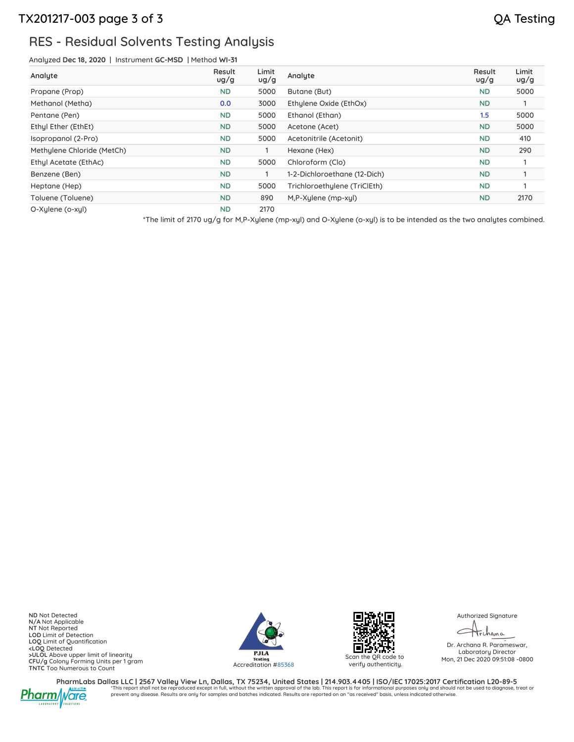## RES - Residual Solvents Testing Analysis

Analyzed **Dec 18, 2020** | Instrument **GC-MSD** | Method **WI-31**

| Analyte | Result ug/g | Limit ug/g | Analyte | Result ug/g | Limit ug/g |
|---|---|---|---|---|---|
| Propane (Prop) | ND | 5000 | Butane (But) | ND | 5000 |
| Methanol (Metha) | 0.0 | 3000 | Ethylene Oxide (EthOx) | ND | 1 |
| Pentane (Pen) | ND | 5000 | Ethanol (Ethan) | 1.5 | 5000 |
| Ethyl Ether (EthEt) | ND | 5000 | Acetone (Acet) | ND | 5000 |
| Isopropanol (2-Pro) | ND | 5000 | Acetonitrile (Acetonit) | ND | 410 |
| Methylene Chloride (MetCh) | ND | 1 | Hexane (Hex) | ND | 290 |
| Ethyl Acetate (EthAc) | ND | 5000 | Chloroform (Clo) | ND | 1 |
| Benzene (Ben) | ND | 1 | 1-2-Dichloroethane (12-Dich) | ND | 1 |
| Heptane (Hep) | ND | 5000 | Trichloroethylene (TriClEth) | ND | 1 |
| Toluene (Toluene) | ND | 890 | M,P-Xylene (mp-xyl) | ND | 2170 |
| O-Xylene (o-xyl) | ND | 2170 | | | |

*The limit of 2170 ug/g for M,P-Xylene (mp-xyl) and O-Xylene (o-xyl) is to be intended as the two analytes combined.

**ND** Not Detected
**N/A** Not Applicable
**NT** Not Reported
**LOD** Limit of Detection
**LOQ** Limit of Quantification
**<LOQ** Detected
**>ULOL** Above upper limit of linearity
**CFU/g** Colony Forming Units per 1 gram
**TNTC** Too Numerous to Count

PJLA Testing
Accreditation #85368

Scan the QR code to verify authenticity.

Authorized Signature

Dr. Archana R. Parameswar,
Laboratory Director
Mon, 21 Dec 2020 09:51:08 -0800

**PharmLabs Dallas LLC | 2567 Valley View Ln, Dallas, TX 75234, United States | 214.903.4405 | ISO/IEC 17025:2017 Certification L20-89-5**

*This report shall not be reproduced except in full, without the written approval of the lab. This report is for informational purposes only and should not be used to diagnose, treat or prevent any disease. Results are only for samples and batches indicated. Results are reported on an "as received" basis, unless indicated otherwise.